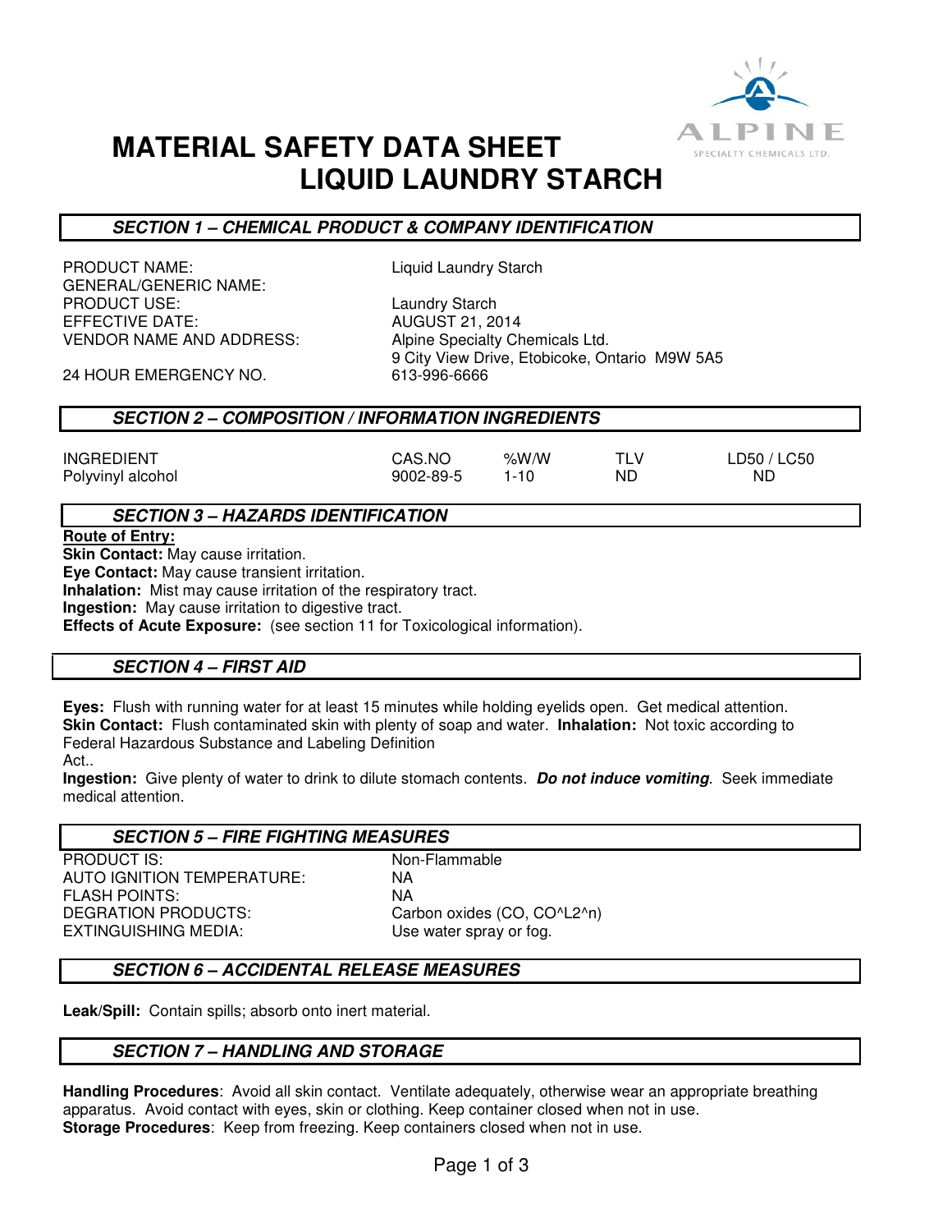# MATERIAL SAFETY DATA SHEET
# LIQUID LAUNDRY STARCH

## SECTION 1 – CHEMICAL PRODUCT & COMPANY IDENTIFICATION

| | |
|---|---|
| PRODUCT NAME: | Liquid Laundry Starch |
| GENERAL/GENERIC NAME: | |
| PRODUCT USE: | Laundry Starch |
| EFFECTIVE DATE: | AUGUST 21, 2014 |
| VENDOR NAME AND ADDRESS: | Alpine Specialty Chemicals Ltd. 9 City View Drive, Etobicoke, Ontario M9W 5A5 |
| 24 HOUR EMERGENCY NO. | 613-996-6666 |

## SECTION 2 – COMPOSITION / INFORMATION INGREDIENTS

| INGREDIENT | CAS.NO | %W/W | TLV | LD50 / LC50 |
|---|---|---|---|---|
| Polyvinyl alcohol | 9002-89-5 | 1-10 | ND | ND |

## SECTION 3 – HAZARDS IDENTIFICATION

**Route of Entry:**
**Skin Contact:** May cause irritation.
**Eye Contact:** May cause transient irritation.
**Inhalation:** Mist may cause irritation of the respiratory tract.
**Ingestion:** May cause irritation to digestive tract.
**Effects of Acute Exposure:** (see section 11 for Toxicological information).

## SECTION 4 – FIRST AID

**Eyes:** Flush with running water for at least 15 minutes while holding eyelids open. Get medical attention.
**Skin Contact:** Flush contaminated skin with plenty of soap and water. **Inhalation:** Not toxic according to Federal Hazardous Substance and Labeling Definition Act..
**Ingestion:** Give plenty of water to drink to dilute stomach contents. ***Do not induce vomiting***. Seek immediate medical attention.

## SECTION 5 – FIRE FIGHTING MEASURES

| | |
|---|---|
| PRODUCT IS: | Non-Flammable |
| AUTO IGNITION TEMPERATURE: | NA |
| FLASH POINTS: | NA |
| DEGRATION PRODUCTS: | Carbon oxides (CO, CO^L2^n) |
| EXTINGUISHING MEDIA: | Use water spray or fog. |

## SECTION 6 – ACCIDENTAL RELEASE MEASURES

**Leak/Spill:** Contain spills; absorb onto inert material.

## SECTION 7 – HANDLING AND STORAGE

**Handling Procedures**: Avoid all skin contact. Ventilate adequately, otherwise wear an appropriate breathing apparatus. Avoid contact with eyes, skin or clothing. Keep container closed when not in use.
**Storage Procedures**: Keep from freezing. Keep containers closed when not in use.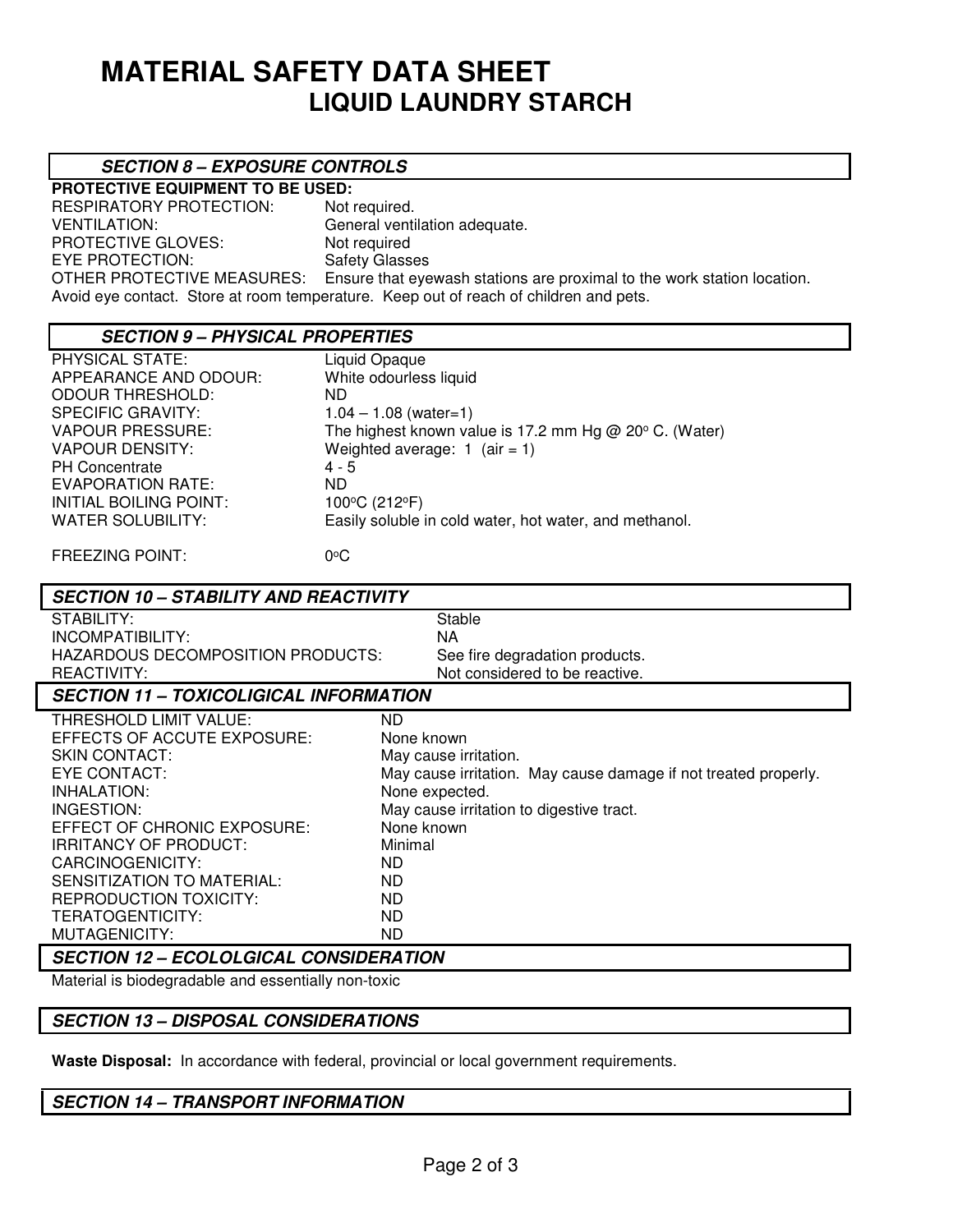# MATERIAL SAFETY DATA SHEET
## LIQUID LAUNDRY STARCH

### SECTION 8 – EXPOSURE CONTROLS

**PROTECTIVE EQUIPMENT TO BE USED:**

RESPIRATORY PROTECTION: Not required.
VENTILATION: General ventilation adequate.
PROTECTIVE GLOVES: Not required
EYE PROTECTION: Safety Glasses
OTHER PROTECTIVE MEASURES: Ensure that eyewash stations are proximal to the work station location. Avoid eye contact. Store at room temperature. Keep out of reach of children and pets.

### SECTION 9 – PHYSICAL PROPERTIES

PHYSICAL STATE: Liquid Opaque
APPEARANCE AND ODOUR: White odourless liquid
ODOUR THRESHOLD: ND
SPECIFIC GRAVITY: 1.04 – 1.08 (water=1)
VAPOUR PRESSURE: The highest known value is 17.2 mm Hg @ 20° C. (Water)
VAPOUR DENSITY: Weighted average: 1 (air = 1)
PH Concentrate 4 - 5
EVAPORATION RATE: ND
INITIAL BOILING POINT: 100°C (212°F)
WATER SOLUBILITY: Easily soluble in cold water, hot water, and methanol.

FREEZING POINT: 0°C

### SECTION 10 – STABILITY AND REACTIVITY

STABILITY: Stable
INCOMPATIBILITY: NA
HAZARDOUS DECOMPOSITION PRODUCTS: See fire degradation products.
REACTIVITY: Not considered to be reactive.

### SECTION 11 – TOXICOLIGICAL INFORMATION

THRESHOLD LIMIT VALUE: ND
EFFECTS OF ACCUTE EXPOSURE: None known
SKIN CONTACT: May cause irritation.
EYE CONTACT: May cause irritation. May cause damage if not treated properly.
INHALATION: None expected.
INGESTION: May cause irritation to digestive tract.
EFFECT OF CHRONIC EXPOSURE: None known
IRRITANCY OF PRODUCT: Minimal
CARCINOGENICITY: ND
SENSITIZATION TO MATERIAL: ND
REPRODUCTION TOXICITY: ND
TERATOGENTICITY: ND
MUTAGENICITY: ND

### SECTION 12 – ECOLOLGICAL CONSIDERATION

Material is biodegradable and essentially non-toxic

### SECTION 13 – DISPOSAL CONSIDERATIONS

**Waste Disposal:** In accordance with federal, provincial or local government requirements.

### SECTION 14 – TRANSPORT INFORMATION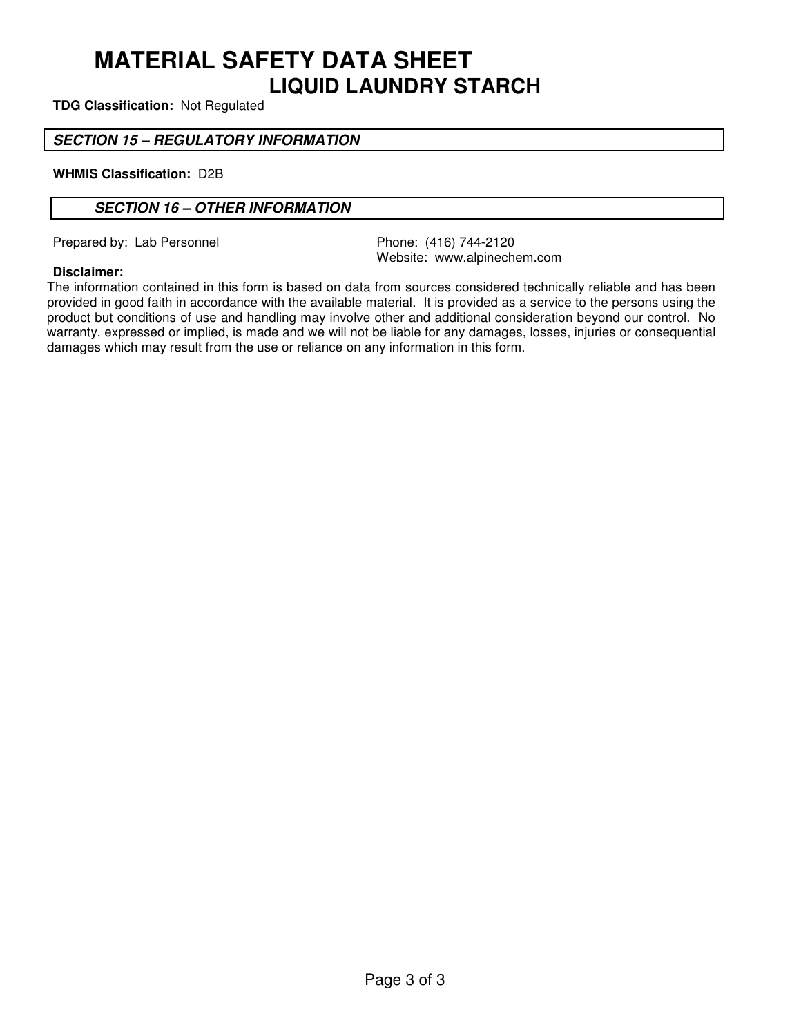**TDG Classification:** Not Regulated

## *SECTION 15 – REGULATORY INFORMATION*

**WHMIS Classification:** D2B

## *SECTION 16 – OTHER INFORMATION*

Prepared by: Lab Personnel

Phone: (416) 744-2120
Website: www.alpinechem.com

**Disclaimer:**
The information contained in this form is based on data from sources considered technically reliable and has been provided in good faith in accordance with the available material. It is provided as a service to the persons using the product but conditions of use and handling may involve other and additional consideration beyond our control. No warranty, expressed or implied, is made and we will not be liable for any damages, losses, injuries or consequential damages which may result from the use or reliance on any information in this form.